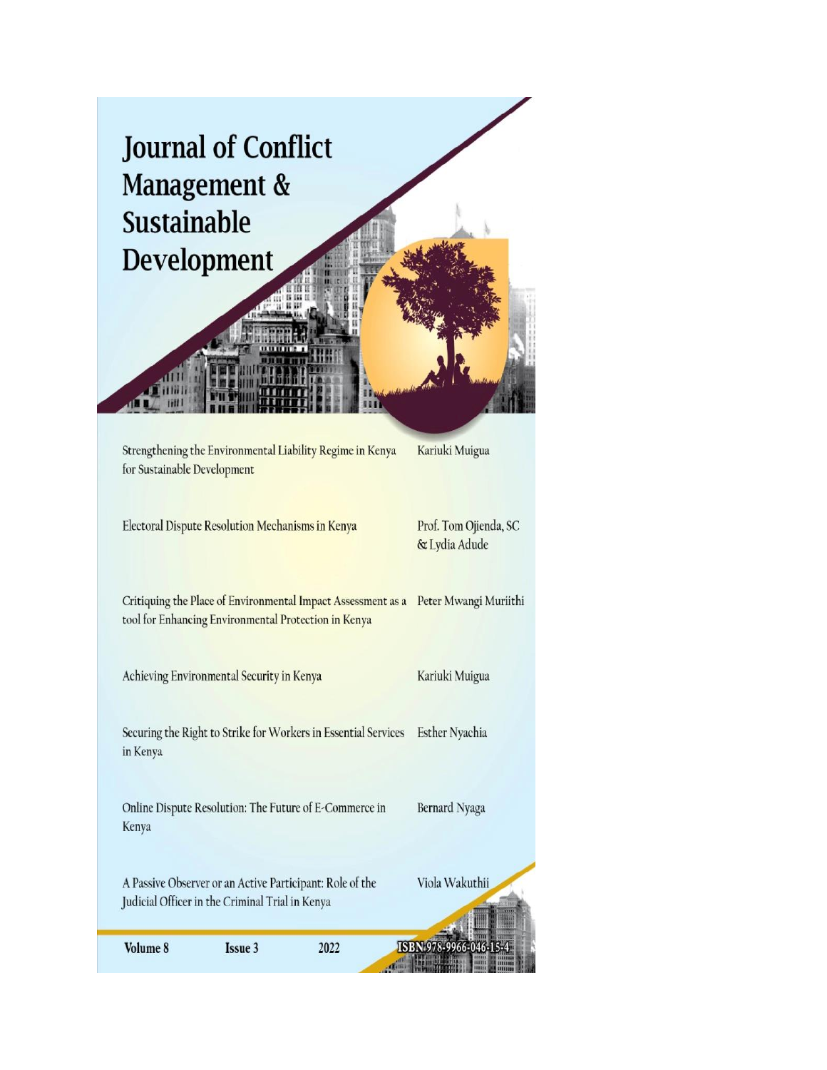# Journal of Conflict Management & Sustainable Development

| Article | Author |
|---|---|
| Strengthening the Environmental Liability Regime in Kenya for Sustainable Development | Kariuki Muigua |
| Electoral Dispute Resolution Mechanisms in Kenya | Prof. Tom Ojienda, SC & Lydia Adude |
| Critiquing the Place of Environmental Impact Assessment as a tool for Enhancing Environmental Protection in Kenya | Peter Mwangi Muriithi |
| Achieving Environmental Security in Kenya | Kariuki Muigua |
| Securing the Right to Strike for Workers in Essential Services in Kenya | Esther Nyachia |
| Online Dispute Resolution: The Future of E-Commerce in Kenya | Bernard Nyaga |
| A Passive Observer or an Active Participant: Role of the Judicial Officer in the Criminal Trial in Kenya | Viola Wakuthii |

**Volume 8** **Issue 3** **2022** **ISBN 978-9966-046-15-4**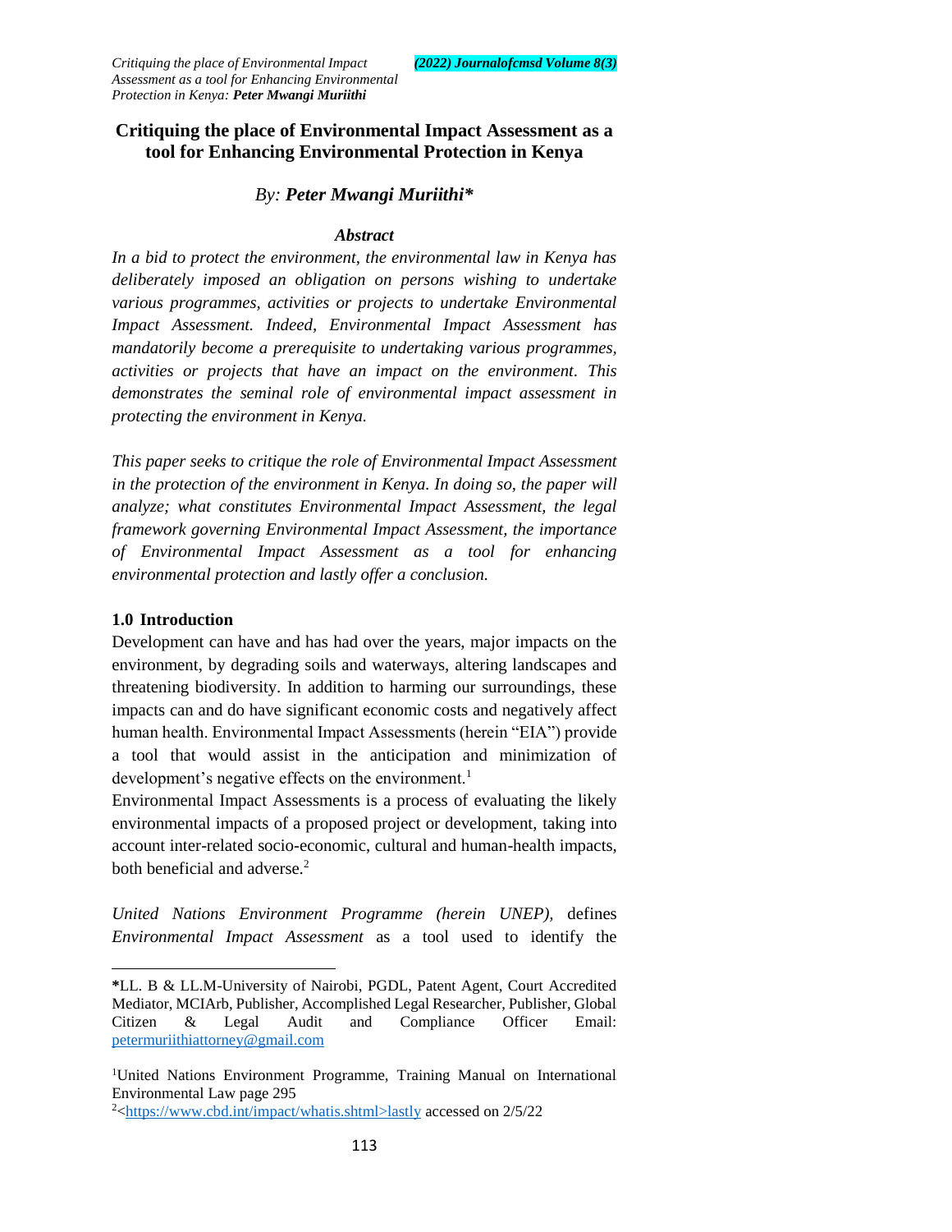# Critiquing the place of Environmental Impact Assessment as a tool for Enhancing Environmental Protection in Kenya

### By: ***Peter Mwangi Muriithi****

### *Abstract*

*In a bid to protect the environment, the environmental law in Kenya has deliberately imposed an obligation on persons wishing to undertake various programmes, activities or projects to undertake Environmental Impact Assessment. Indeed, Environmental Impact Assessment has mandatorily become a prerequisite to undertaking various programmes, activities or projects that have an impact on the environment. This demonstrates the seminal role of environmental impact assessment in protecting the environment in Kenya.*

*This paper seeks to critique the role of Environmental Impact Assessment in the protection of the environment in Kenya. In doing so, the paper will analyze; what constitutes Environmental Impact Assessment, the legal framework governing Environmental Impact Assessment, the importance of Environmental Impact Assessment as a tool for enhancing environmental protection and lastly offer a conclusion.*

## 1.0 Introduction

Development can have and has had over the years, major impacts on the environment, by degrading soils and waterways, altering landscapes and threatening biodiversity. In addition to harming our surroundings, these impacts can and do have significant economic costs and negatively affect human health. Environmental Impact Assessments (herein "EIA") provide a tool that would assist in the anticipation and minimization of development's negative effects on the environment.[1]

Environmental Impact Assessments is a process of evaluating the likely environmental impacts of a proposed project or development, taking into account inter-related socio-economic, cultural and human-health impacts, both beneficial and adverse.[2]

*United Nations Environment Programme (herein UNEP)*, defines *Environmental Impact Assessment* as a tool used to identify the

---

**\***LL. B & LL.M-University of Nairobi, PGDL, Patent Agent, Court Accredited Mediator, MCIArb, Publisher, Accomplished Legal Researcher, Publisher, Global Citizen & Legal Audit and Compliance Officer Email: petermuriithiattorney@gmail.com

[1]United Nations Environment Programme, Training Manual on International Environmental Law page 295

[2]<https://www.cbd.int/impact/whatis.shtml>lastly accessed on 2/5/22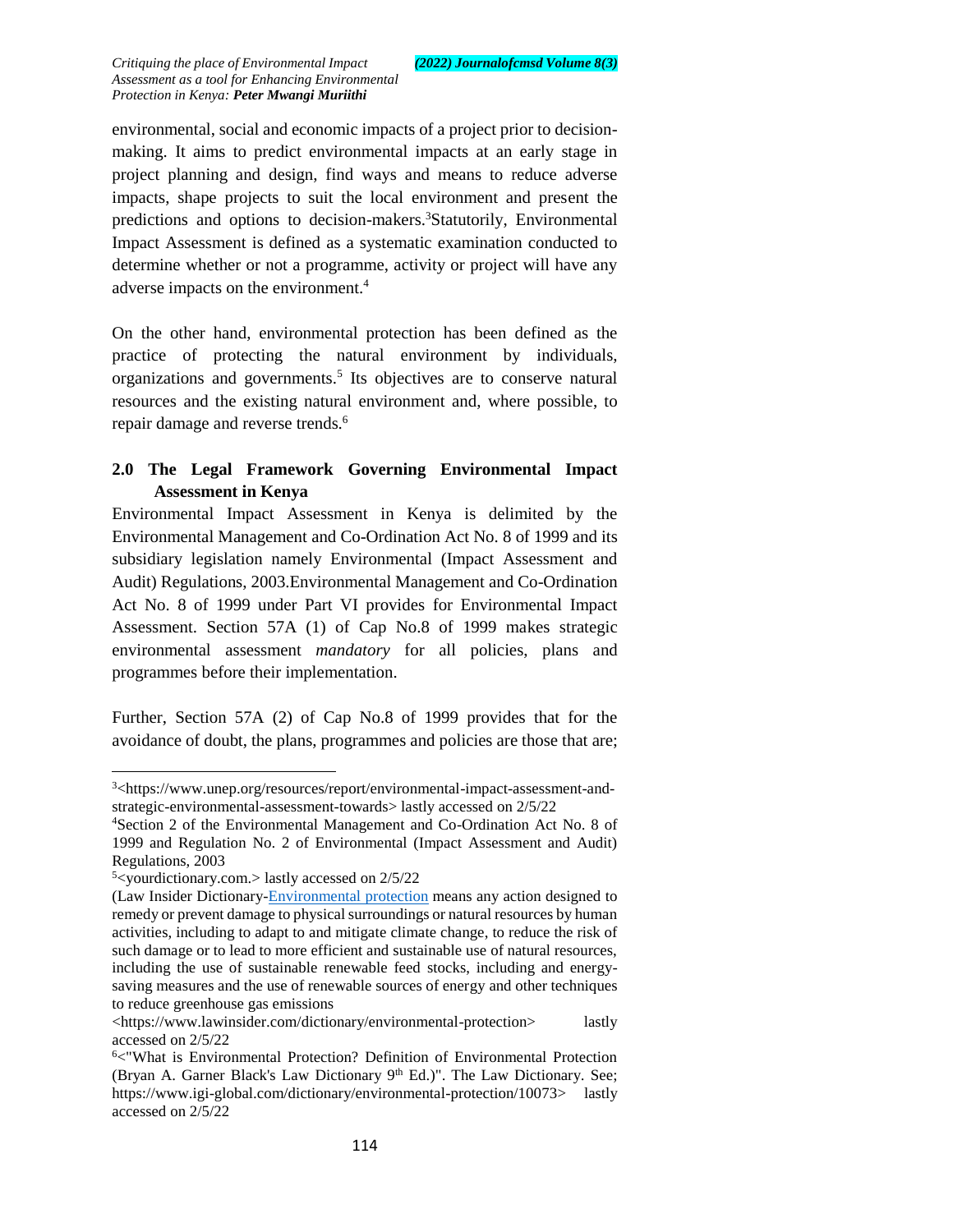environmental, social and economic impacts of a project prior to decision-making. It aims to predict environmental impacts at an early stage in project planning and design, find ways and means to reduce adverse impacts, shape projects to suit the local environment and present the predictions and options to decision-makers.[3]Statutorily, Environmental Impact Assessment is defined as a systematic examination conducted to determine whether or not a programme, activity or project will have any adverse impacts on the environment.[4]

On the other hand, environmental protection has been defined as the practice of protecting the natural environment by individuals, organizations and governments.[5] Its objectives are to conserve natural resources and the existing natural environment and, where possible, to repair damage and reverse trends.[6]

## 2.0 The Legal Framework Governing Environmental Impact Assessment in Kenya

Environmental Impact Assessment in Kenya is delimited by the Environmental Management and Co-Ordination Act No. 8 of 1999 and its subsidiary legislation namely Environmental (Impact Assessment and Audit) Regulations, 2003.Environmental Management and Co-Ordination Act No. 8 of 1999 under Part VI provides for Environmental Impact Assessment. Section 57A (1) of Cap No.8 of 1999 makes strategic environmental assessment *mandatory* for all policies, plans and programmes before their implementation.

Further, Section 57A (2) of Cap No.8 of 1999 provides that for the avoidance of doubt, the plans, programmes and policies are those that are;

---

[3]<https://www.unep.org/resources/report/environmental-impact-assessment-and-strategic-environmental-assessment-towards> lastly accessed on 2/5/22

[4]Section 2 of the Environmental Management and Co-Ordination Act No. 8 of 1999 and Regulation No. 2 of Environmental (Impact Assessment and Audit) Regulations, 2003

[5]<yourdictionary.com.> lastly accessed on 2/5/22

(Law Insider Dictionary-Environmental protection means any action designed to remedy or prevent damage to physical surroundings or natural resources by human activities, including to adapt to and mitigate climate change, to reduce the risk of such damage or to lead to more efficient and sustainable use of natural resources, including the use of sustainable renewable feed stocks, including and energy-saving measures and the use of renewable sources of energy and other techniques to reduce greenhouse gas emissions <https://www.lawinsider.com/dictionary/environmental-protection> lastly accessed on 2/5/22

[6]<"What is Environmental Protection? Definition of Environmental Protection (Bryan A. Garner Black's Law Dictionary 9th Ed.)". The Law Dictionary. See; https://www.igi-global.com/dictionary/environmental-protection/10073> lastly accessed on 2/5/22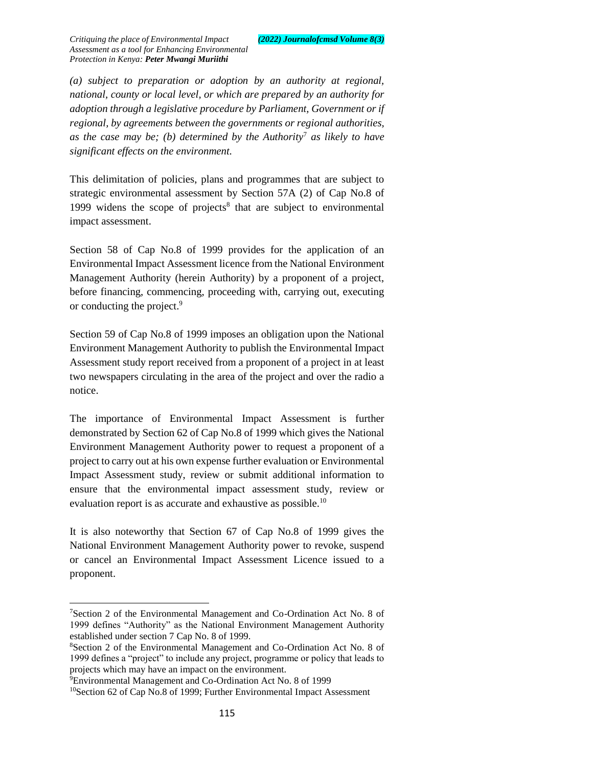*(a) subject to preparation or adoption by an authority at regional, national, county or local level, or which are prepared by an authority for adoption through a legislative procedure by Parliament, Government or if regional, by agreements between the governments or regional authorities, as the case may be; (b) determined by the Authority*[7] *as likely to have significant effects on the environment.*

This delimitation of policies, plans and programmes that are subject to strategic environmental assessment by Section 57A (2) of Cap No.8 of 1999 widens the scope of projects[8] that are subject to environmental impact assessment.

Section 58 of Cap No.8 of 1999 provides for the application of an Environmental Impact Assessment licence from the National Environment Management Authority (herein Authority) by a proponent of a project, before financing, commencing, proceeding with, carrying out, executing or conducting the project.[9]

Section 59 of Cap No.8 of 1999 imposes an obligation upon the National Environment Management Authority to publish the Environmental Impact Assessment study report received from a proponent of a project in at least two newspapers circulating in the area of the project and over the radio a notice.

The importance of Environmental Impact Assessment is further demonstrated by Section 62 of Cap No.8 of 1999 which gives the National Environment Management Authority power to request a proponent of a project to carry out at his own expense further evaluation or Environmental Impact Assessment study, review or submit additional information to ensure that the environmental impact assessment study, review or evaluation report is as accurate and exhaustive as possible.[10]

It is also noteworthy that Section 67 of Cap No.8 of 1999 gives the National Environment Management Authority power to revoke, suspend or cancel an Environmental Impact Assessment Licence issued to a proponent.

---

[7] Section 2 of the Environmental Management and Co-Ordination Act No. 8 of 1999 defines "Authority" as the National Environment Management Authority established under section 7 Cap No. 8 of 1999.

[8] Section 2 of the Environmental Management and Co-Ordination Act No. 8 of 1999 defines a "project" to include any project, programme or policy that leads to projects which may have an impact on the environment.

[9] Environmental Management and Co-Ordination Act No. 8 of 1999

[10] Section 62 of Cap No.8 of 1999; Further Environmental Impact Assessment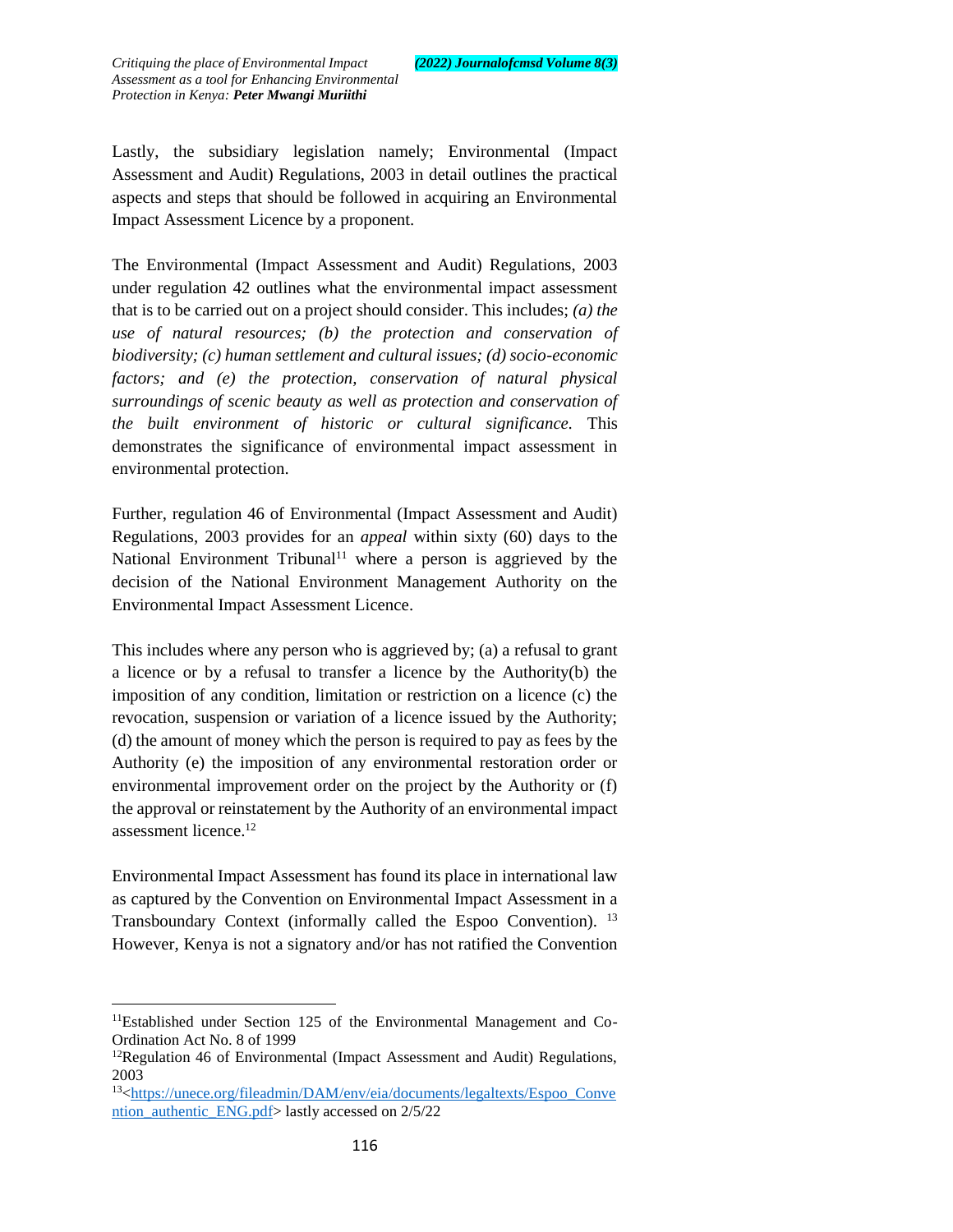Lastly, the subsidiary legislation namely; Environmental (Impact Assessment and Audit) Regulations, 2003 in detail outlines the practical aspects and steps that should be followed in acquiring an Environmental Impact Assessment Licence by a proponent.

The Environmental (Impact Assessment and Audit) Regulations, 2003 under regulation 42 outlines what the environmental impact assessment that is to be carried out on a project should consider. This includes; *(a) the use of natural resources; (b) the protection and conservation of biodiversity; (c) human settlement and cultural issues; (d) socio-economic factors; and (e) the protection, conservation of natural physical surroundings of scenic beauty as well as protection and conservation of the built environment of historic or cultural significance.* This demonstrates the significance of environmental impact assessment in environmental protection.

Further, regulation 46 of Environmental (Impact Assessment and Audit) Regulations, 2003 provides for an *appeal* within sixty (60) days to the National Environment Tribunal[11] where a person is aggrieved by the decision of the National Environment Management Authority on the Environmental Impact Assessment Licence.

This includes where any person who is aggrieved by; (a) a refusal to grant a licence or by a refusal to transfer a licence by the Authority(b) the imposition of any condition, limitation or restriction on a licence (c) the revocation, suspension or variation of a licence issued by the Authority; (d) the amount of money which the person is required to pay as fees by the Authority (e) the imposition of any environmental restoration order or environmental improvement order on the project by the Authority or (f) the approval or reinstatement by the Authority of an environmental impact assessment licence.[12]

Environmental Impact Assessment has found its place in international law as captured by the Convention on Environmental Impact Assessment in a Transboundary Context (informally called the Espoo Convention). [13] However, Kenya is not a signatory and/or has not ratified the Convention

---

[11]Established under Section 125 of the Environmental Management and Co-Ordination Act No. 8 of 1999

[12]Regulation 46 of Environmental (Impact Assessment and Audit) Regulations, 2003

[13]<https://unece.org/fileadmin/DAM/env/eia/documents/legaltexts/Espoo_Convention_authentic_ENG.pdf> lastly accessed on 2/5/22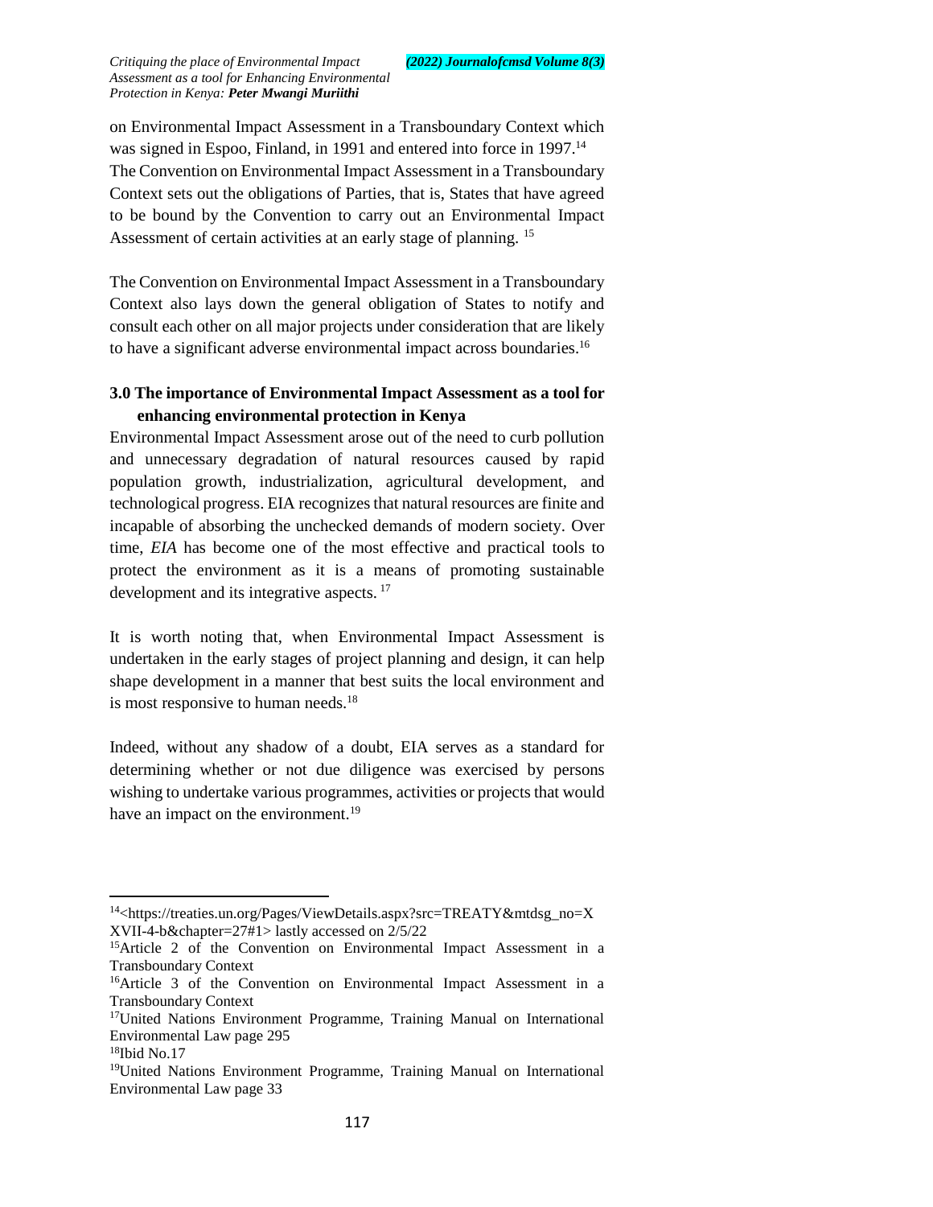on Environmental Impact Assessment in a Transboundary Context which was signed in Espoo, Finland, in 1991 and entered into force in 1997.[14] The Convention on Environmental Impact Assessment in a Transboundary Context sets out the obligations of Parties, that is, States that have agreed to be bound by the Convention to carry out an Environmental Impact Assessment of certain activities at an early stage of planning. [15]

The Convention on Environmental Impact Assessment in a Transboundary Context also lays down the general obligation of States to notify and consult each other on all major projects under consideration that are likely to have a significant adverse environmental impact across boundaries.[16]

## 3.0 The importance of Environmental Impact Assessment as a tool for enhancing environmental protection in Kenya

Environmental Impact Assessment arose out of the need to curb pollution and unnecessary degradation of natural resources caused by rapid population growth, industrialization, agricultural development, and technological progress. EIA recognizes that natural resources are finite and incapable of absorbing the unchecked demands of modern society. Over time, *EIA* has become one of the most effective and practical tools to protect the environment as it is a means of promoting sustainable development and its integrative aspects. [17]

It is worth noting that, when Environmental Impact Assessment is undertaken in the early stages of project planning and design, it can help shape development in a manner that best suits the local environment and is most responsive to human needs.[18]

Indeed, without any shadow of a doubt, EIA serves as a standard for determining whether or not due diligence was exercised by persons wishing to undertake various programmes, activities or projects that would have an impact on the environment.[19]

---

[14]<https://treaties.un.org/Pages/ViewDetails.aspx?src=TREATY&mtdsg_no=XXVII-4-b&chapter=27#1> lastly accessed on 2/5/22

[15]Article 2 of the Convention on Environmental Impact Assessment in a Transboundary Context

[16]Article 3 of the Convention on Environmental Impact Assessment in a Transboundary Context

[17]United Nations Environment Programme, Training Manual on International Environmental Law page 295

[18]Ibid No.17

[19]United Nations Environment Programme, Training Manual on International Environmental Law page 33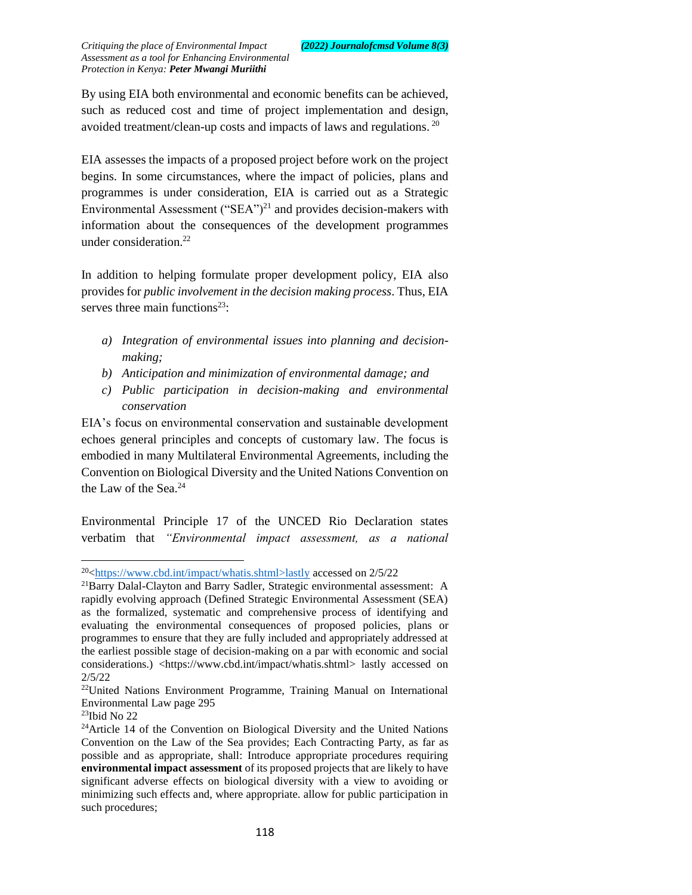By using EIA both environmental and economic benefits can be achieved, such as reduced cost and time of project implementation and design, avoided treatment/clean-up costs and impacts of laws and regulations. [20]

EIA assesses the impacts of a proposed project before work on the project begins. In some circumstances, where the impact of policies, plans and programmes is under consideration, EIA is carried out as a Strategic Environmental Assessment ("SEA")[21] and provides decision-makers with information about the consequences of the development programmes under consideration.[22]

In addition to helping formulate proper development policy, EIA also provides for *public involvement in the decision making process*. Thus, EIA serves three main functions[23]:

- *a) Integration of environmental issues into planning and decision-making;*
- *b) Anticipation and minimization of environmental damage; and*
- *c) Public participation in decision-making and environmental conservation*

EIA's focus on environmental conservation and sustainable development echoes general principles and concepts of customary law. The focus is embodied in many Multilateral Environmental Agreements, including the Convention on Biological Diversity and the United Nations Convention on the Law of the Sea.[24]

Environmental Principle 17 of the UNCED Rio Declaration states verbatim that *"Environmental impact assessment, as a national*

---

[20]<https://www.cbd.int/impact/whatis.shtml>lastly accessed on 2/5/22

[21]Barry Dalal-Clayton and Barry Sadler, Strategic environmental assessment: A rapidly evolving approach (Defined Strategic Environmental Assessment (SEA) as the formalized, systematic and comprehensive process of identifying and evaluating the environmental consequences of proposed policies, plans or programmes to ensure that they are fully included and appropriately addressed at the earliest possible stage of decision-making on a par with economic and social considerations.) <https://www.cbd.int/impact/whatis.shtml> lastly accessed on 2/5/22

[22]United Nations Environment Programme, Training Manual on International Environmental Law page 295

[23]Ibid No 22

[24]Article 14 of the Convention on Biological Diversity and the United Nations Convention on the Law of the Sea provides; Each Contracting Party, as far as possible and as appropriate, shall: Introduce appropriate procedures requiring **environmental impact assessment** of its proposed projects that are likely to have significant adverse effects on biological diversity with a view to avoiding or minimizing such effects and, where appropriate. allow for public participation in such procedures;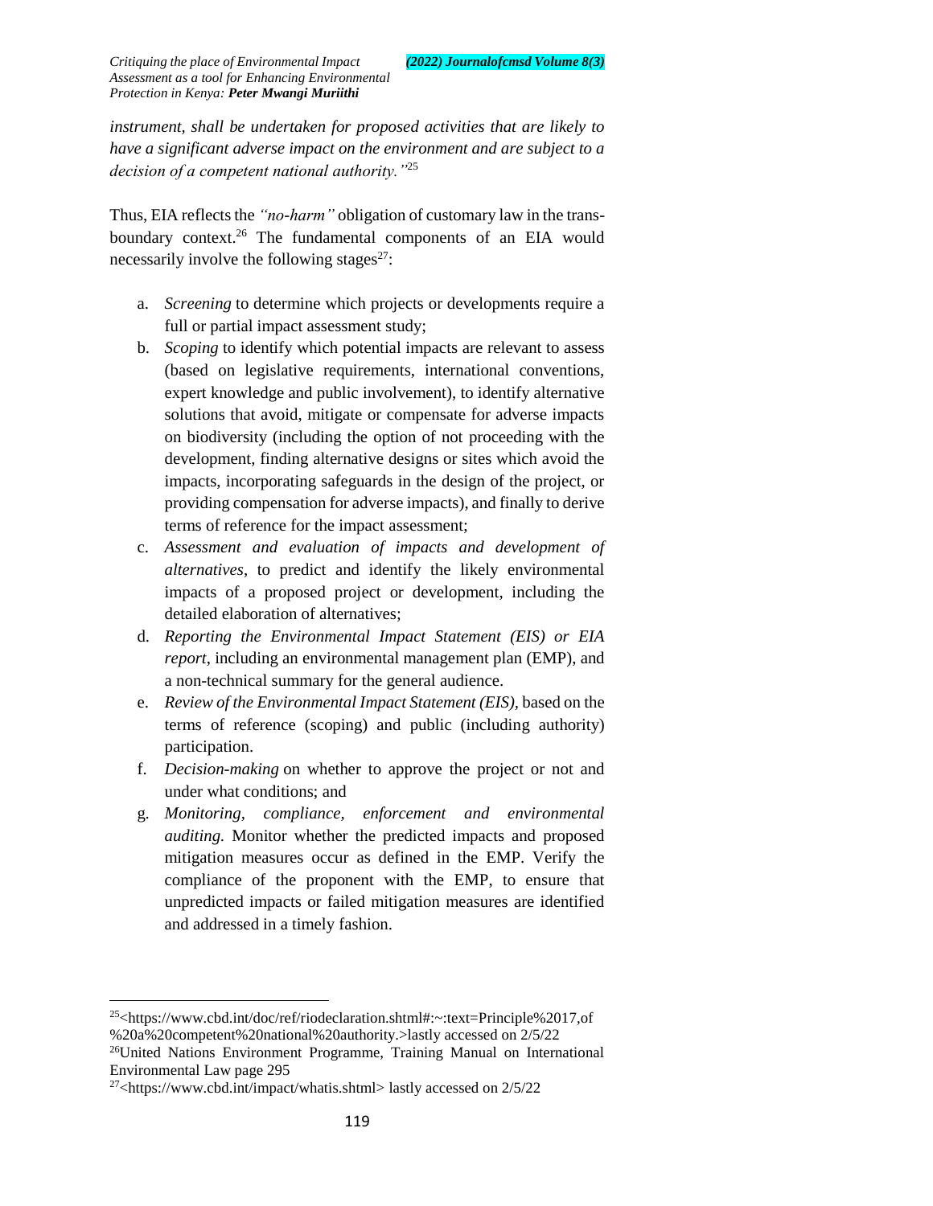*instrument, shall be undertaken for proposed activities that are likely to have a significant adverse impact on the environment and are subject to a decision of a competent national authority."*[25]

Thus, EIA reflects the *"no-harm"* obligation of customary law in the trans-boundary context.[26] The fundamental components of an EIA would necessarily involve the following stages[27]:

a. *Screening* to determine which projects or developments require a full or partial impact assessment study;
b. *Scoping* to identify which potential impacts are relevant to assess (based on legislative requirements, international conventions, expert knowledge and public involvement), to identify alternative solutions that avoid, mitigate or compensate for adverse impacts on biodiversity (including the option of not proceeding with the development, finding alternative designs or sites which avoid the impacts, incorporating safeguards in the design of the project, or providing compensation for adverse impacts), and finally to derive terms of reference for the impact assessment;
c. *Assessment and evaluation of impacts and development of alternatives*, to predict and identify the likely environmental impacts of a proposed project or development, including the detailed elaboration of alternatives;
d. *Reporting the Environmental Impact Statement (EIS) or EIA report*, including an environmental management plan (EMP), and a non-technical summary for the general audience.
e. *Review of the Environmental Impact Statement (EIS)*, based on the terms of reference (scoping) and public (including authority) participation.
f. *Decision-making* on whether to approve the project or not and under what conditions; and
g. *Monitoring, compliance, enforcement and environmental auditing.* Monitor whether the predicted impacts and proposed mitigation measures occur as defined in the EMP. Verify the compliance of the proponent with the EMP, to ensure that unpredicted impacts or failed mitigation measures are identified and addressed in a timely fashion.

---

[25]<https://www.cbd.int/doc/ref/riodeclaration.shtml#:~:text=Principle%2017,of%20a%20competent%20national%20authority.>lastly accessed on 2/5/22

[26]United Nations Environment Programme, Training Manual on International Environmental Law page 295

[27]<https://www.cbd.int/impact/whatis.shtml> lastly accessed on 2/5/22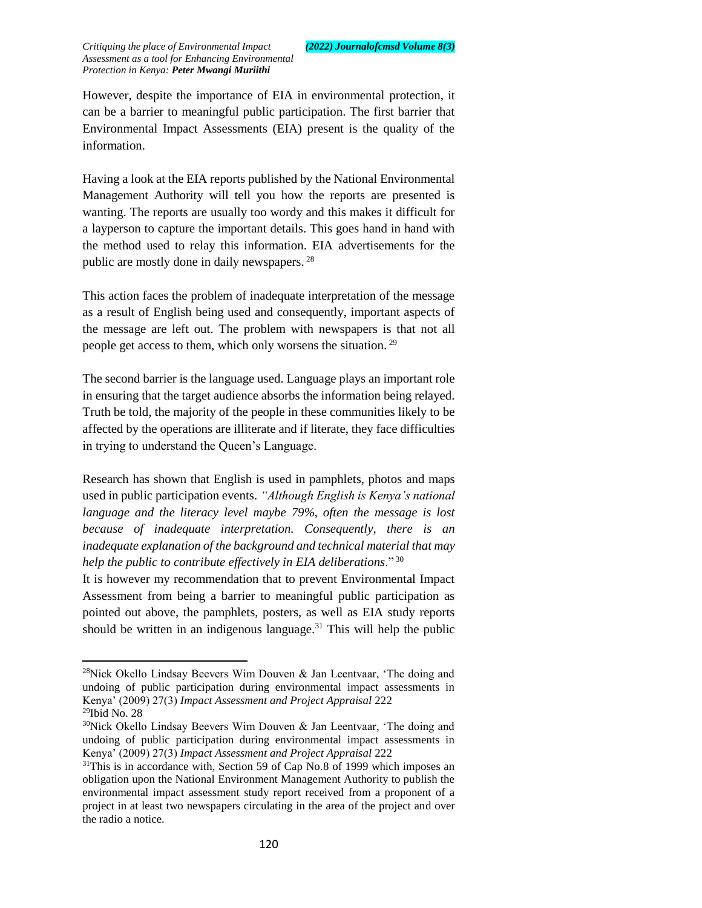However, despite the importance of EIA in environmental protection, it can be a barrier to meaningful public participation. The first barrier that Environmental Impact Assessments (EIA) present is the quality of the information.

Having a look at the EIA reports published by the National Environmental Management Authority will tell you how the reports are presented is wanting. The reports are usually too wordy and this makes it difficult for a layperson to capture the important details. This goes hand in hand with the method used to relay this information. EIA advertisements for the public are mostly done in daily newspapers. [28]

This action faces the problem of inadequate interpretation of the message as a result of English being used and consequently, important aspects of the message are left out. The problem with newspapers is that not all people get access to them, which only worsens the situation. [29]

The second barrier is the language used. Language plays an important role in ensuring that the target audience absorbs the information being relayed. Truth be told, the majority of the people in these communities likely to be affected by the operations are illiterate and if literate, they face difficulties in trying to understand the Queen's Language.

Research has shown that English is used in pamphlets, photos and maps used in public participation events. *"Although English is Kenya's national language and the literacy level maybe 79%, often the message is lost because of inadequate interpretation. Consequently, there is an inadequate explanation of the background and technical material that may help the public to contribute effectively in EIA deliberations*." [30]

It is however my recommendation that to prevent Environmental Impact Assessment from being a barrier to meaningful public participation as pointed out above, the pamphlets, posters, as well as EIA study reports should be written in an indigenous language.[31] This will help the public

---

[28]Nick Okello Lindsay Beevers Wim Douven & Jan Leentvaar, 'The doing and undoing of public participation during environmental impact assessments in Kenya' (2009) 27(3) *Impact Assessment and Project Appraisal* 222

[29]Ibid No. 28

[30]Nick Okello Lindsay Beevers Wim Douven & Jan Leentvaar, 'The doing and undoing of public participation during environmental impact assessments in Kenya' (2009) 27(3) *Impact Assessment and Project Appraisal* 222

[31]This is in accordance with, Section 59 of Cap No.8 of 1999 which imposes an obligation upon the National Environment Management Authority to publish the environmental impact assessment study report received from a proponent of a project in at least two newspapers circulating in the area of the project and over the radio a notice.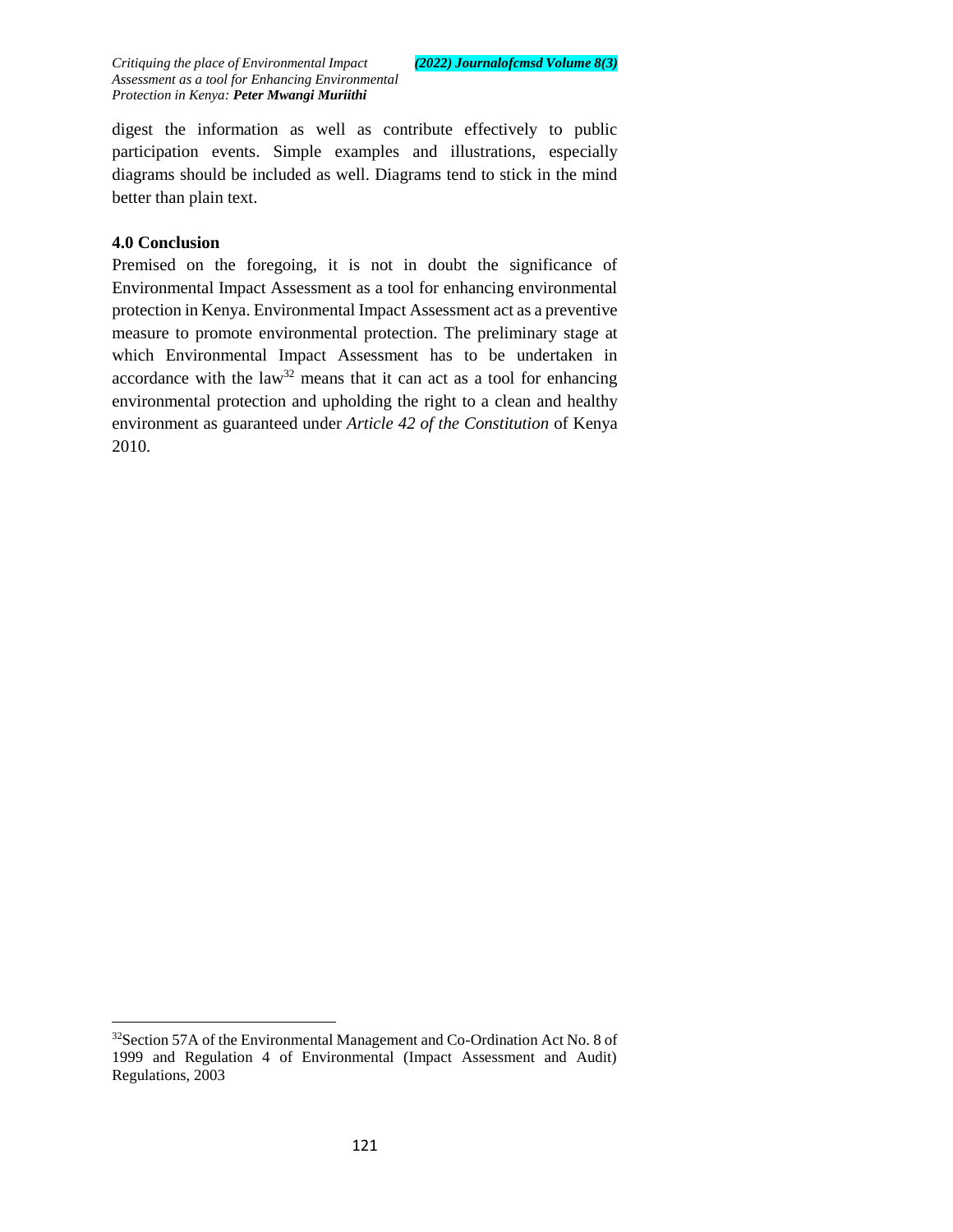digest the information as well as contribute effectively to public participation events. Simple examples and illustrations, especially diagrams should be included as well. Diagrams tend to stick in the mind better than plain text.

## 4.0 Conclusion

Premised on the foregoing, it is not in doubt the significance of Environmental Impact Assessment as a tool for enhancing environmental protection in Kenya. Environmental Impact Assessment act as a preventive measure to promote environmental protection. The preliminary stage at which Environmental Impact Assessment has to be undertaken in accordance with the law[32] means that it can act as a tool for enhancing environmental protection and upholding the right to a clean and healthy environment as guaranteed under *Article 42 of the Constitution* of Kenya 2010.

---

[32]Section 57A of the Environmental Management and Co-Ordination Act No. 8 of 1999 and Regulation 4 of Environmental (Impact Assessment and Audit) Regulations, 2003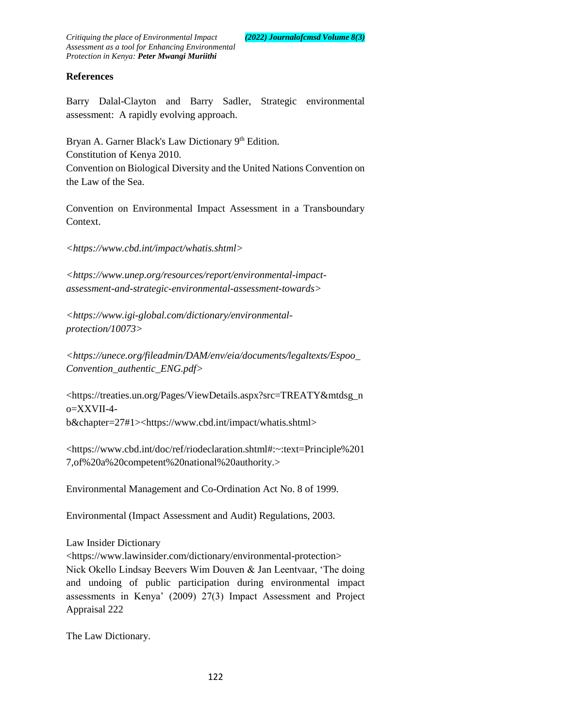## References

Barry Dalal-Clayton and Barry Sadler, Strategic environmental assessment: A rapidly evolving approach.

Bryan A. Garner Black's Law Dictionary 9th Edition.
Constitution of Kenya 2010.
Convention on Biological Diversity and the United Nations Convention on the Law of the Sea.

Convention on Environmental Impact Assessment in a Transboundary Context.

*<https://www.cbd.int/impact/whatis.shtml>*

*<https://www.unep.org/resources/report/environmental-impact-assessment-and-strategic-environmental-assessment-towards>*

*<https://www.igi-global.com/dictionary/environmental-protection/10073>*

*<https://unece.org/fileadmin/DAM/env/eia/documents/legaltexts/Espoo_Convention_authentic_ENG.pdf>*

<https://treaties.un.org/Pages/ViewDetails.aspx?src=TREATY&mtdsg_no=XXVII-4-b&chapter=27#1><https://www.cbd.int/impact/whatis.shtml>

<https://www.cbd.int/doc/ref/riodeclaration.shtml#:~:text=Principle%2017,of%20a%20competent%20national%20authority.>

Environmental Management and Co-Ordination Act No. 8 of 1999.

Environmental (Impact Assessment and Audit) Regulations, 2003.

Law Insider Dictionary
<https://www.lawinsider.com/dictionary/environmental-protection>
Nick Okello Lindsay Beevers Wim Douven & Jan Leentvaar, 'The doing and undoing of public participation during environmental impact assessments in Kenya' (2009) 27(3) Impact Assessment and Project Appraisal 222

The Law Dictionary.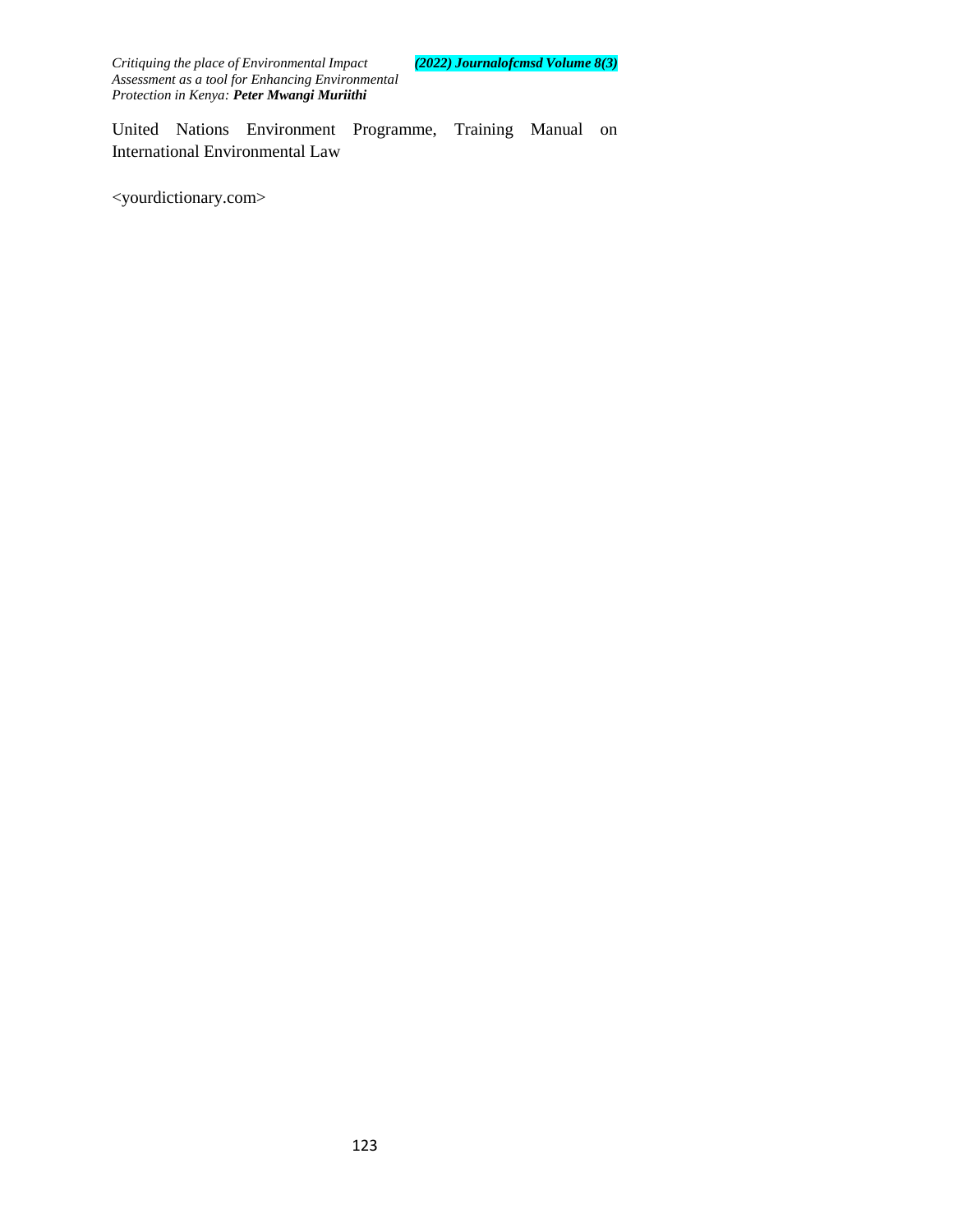United Nations Environment Programme, Training Manual on International Environmental Law

<yourdictionary.com>